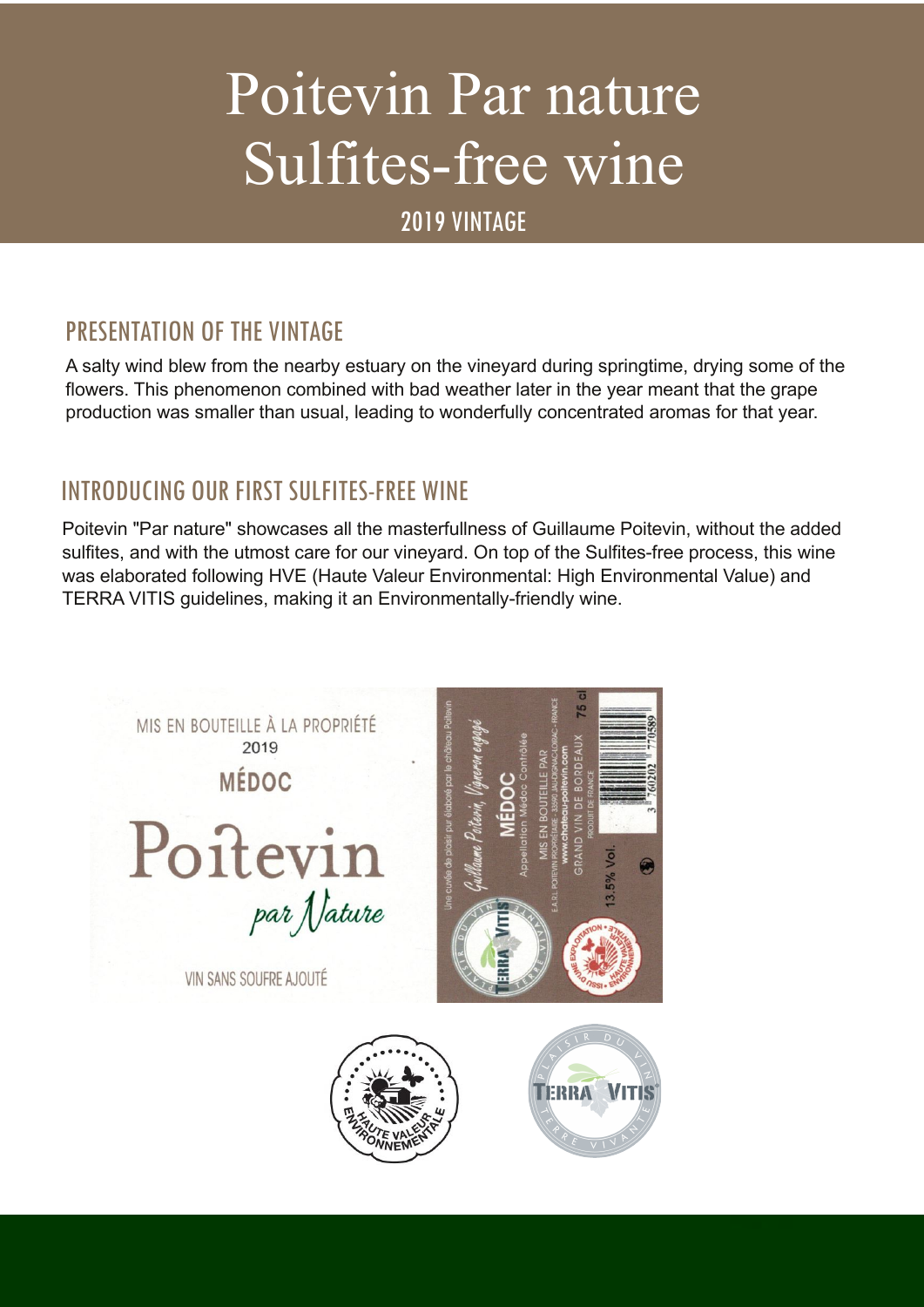# Poitevin Par nature Sulfites-free wine

2019 VINTAGE

## PRESENTATION OF THE VINTAGE

A salty wind blew from the nearby estuary on the vineyard during springtime, drying some of the flowers. This phenomenon combined with bad weather later in the year meant that the grape production was smaller than usual, leading to wonderfully concentrated aromas for that year.

## INTRODUCING OUR FIRST SULFITES-FREE WINE

Poitevin "Par nature" showcases all the masterfullness of Guillaume Poitevin, without the added sulfites, and with the utmost care for our vineyard. On top of the Sulfites-free process, this wine was elaborated following HVE (Haute Valeur Environmental: High Environmental Value) and TERRA VITIS guidelines, making it an Environmentally-friendly wine.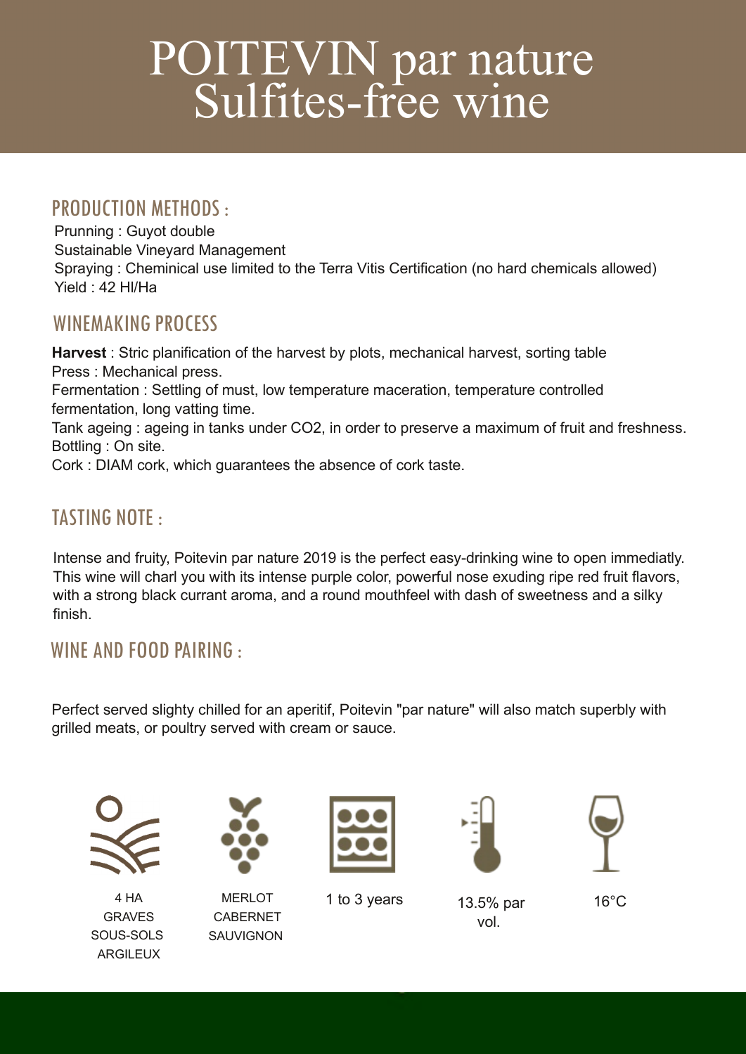# POITEVIN par nature
# Sulfites-free wine

## PRODUCTION METHODS :

Prunning : Guyot double
Sustainable Vineyard Management
Spraying : Cheminical use limited to the Terra Vitis Certification (no hard chemicals allowed)
Yield : 42 Hl/Ha

## WINEMAKING PROCESS

**Harvest** : Stric planification of the harvest by plots, mechanical harvest, sorting table
Press : Mechanical press.
Fermentation : Settling of must, low temperature maceration, temperature controlled fermentation, long vatting time.
Tank ageing : ageing in tanks under CO2, in order to preserve a maximum of fruit and freshness.
Bottling : On site.
Cork : DIAM cork, which guarantees the absence of cork taste.

## TASTING NOTE :

Intense and fruity, Poitevin par nature 2019 is the perfect easy-drinking wine to open immediatly. This wine will charl you with its intense purple color, powerful nose exuding ripe red fruit flavors, with a strong black currant aroma, and a round mouthfeel with dash of sweetness and a silky finish.

## WINE AND FOOD PAIRING :

Perfect served slighty chilled for an aperitif, Poitevin "par nature" will also match superbly with grilled meats, or poultry served with cream or sauce.

4 HA
GRAVES
SOUS-SOLS
ARGILEUX

MERLOT
CABERNET
SAUVIGNON

1 to 3 years

13.5% par vol.

16°C